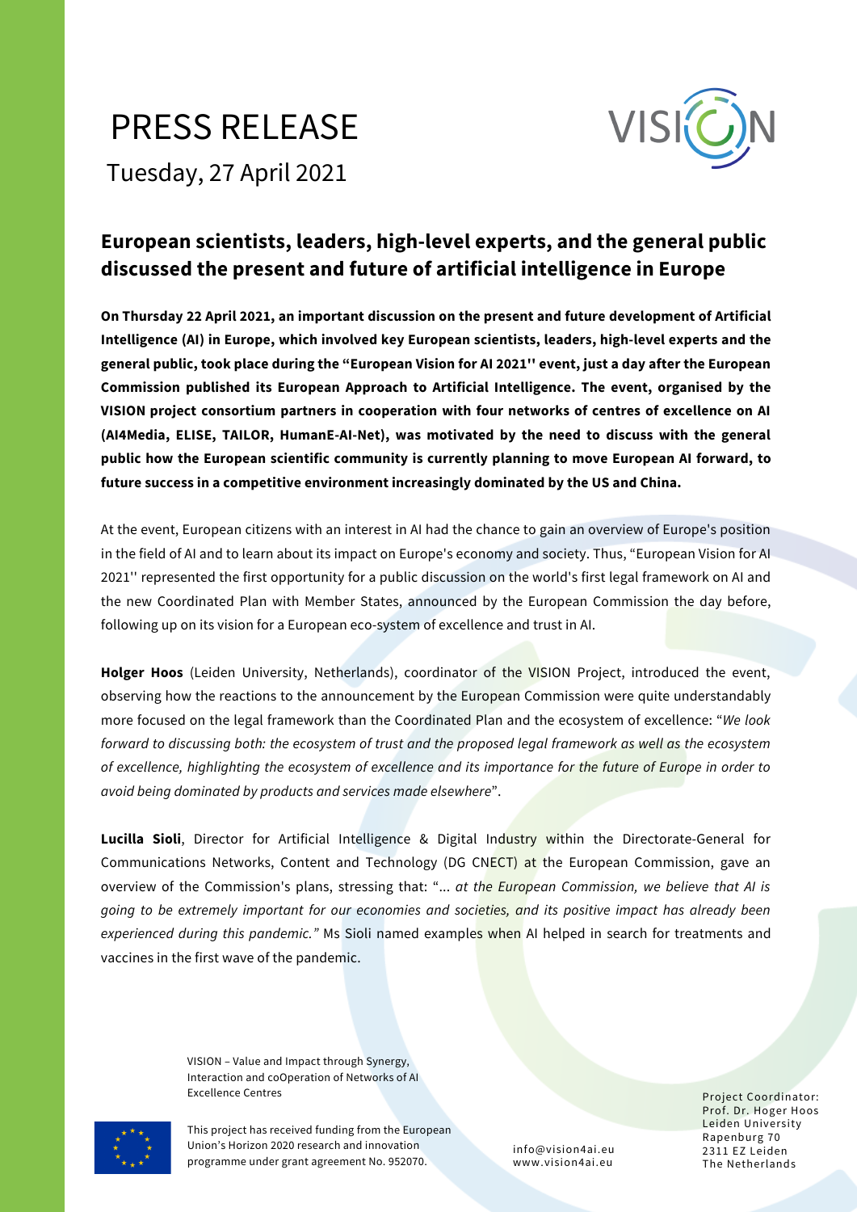# PRESS RELEASE

Tuesday, 27 April 2021

## European scientists, leaders, high-level experts, and the general public discussed the present and future of artificial intelligence in Europe

**On Thursday 22 April 2021, an important discussion on the present and future development of Artificial Intelligence (AI) in Europe, which involved key European scientists, leaders, high-level experts and the general public, took place during the "European Vision for AI 2021'' event, just a day after the European Commission published its European Approach to Artificial Intelligence. The event, organised by the VISION project consortium partners in cooperation with four networks of centres of excellence on AI (AI4Media, ELISE, TAILOR, HumanE-AI-Net), was motivated by the need to discuss with the general public how the European scientific community is currently planning to move European AI forward, to future success in a competitive environment increasingly dominated by the US and China.**

At the event, European citizens with an interest in AI had the chance to gain an overview of Europe's position in the field of AI and to learn about its impact on Europe's economy and society. Thus, "European Vision for AI 2021'' represented the first opportunity for a public discussion on the world's first legal framework on AI and the new Coordinated Plan with Member States, announced by the European Commission the day before, following up on its vision for a European eco-system of excellence and trust in AI.

**Holger Hoos** (Leiden University, Netherlands), coordinator of the VISION Project, introduced the event, observing how the reactions to the announcement by the European Commission were quite understandably more focused on the legal framework than the Coordinated Plan and the ecosystem of excellence: "*We look forward to discussing both: the ecosystem of trust and the proposed legal framework as well as the ecosystem of excellence, highlighting the ecosystem of excellence and its importance for the future of Europe in order to avoid being dominated by products and services made elsewhere*".

**Lucilla Sioli**, Director for Artificial Intelligence & Digital Industry within the Directorate-General for Communications Networks, Content and Technology (DG CNECT) at the European Commission, gave an overview of the Commission's plans, stressing that: "... *at the European Commission, we believe that AI is going to be extremely important for our economies and societies, and its positive impact has already been experienced during this pandemic."* Ms Sioli named examples when AI helped in search for treatments and vaccines in the first wave of the pandemic.

VISION – Value and Impact through Synergy, Interaction and coOperation of Networks of AI Excellence Centres

This project has received funding from the European Union's Horizon 2020 research and innovation programme under grant agreement No. 952070.

info@vision4ai.eu
www.vision4ai.eu

Project Coordinator:
Prof. Dr. Hoger Hoos
Leiden University
Rapenburg 70
2311 EZ Leiden
The Netherlands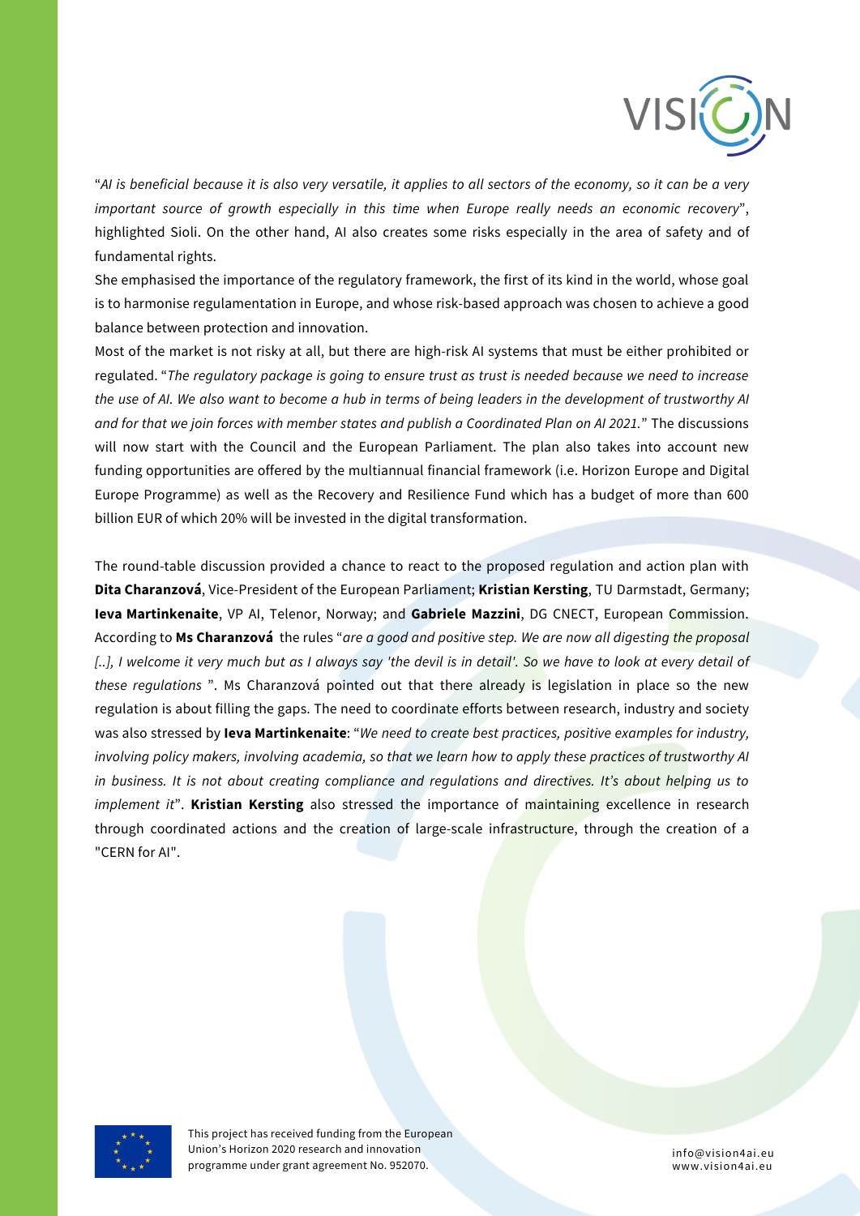"*AI is beneficial because it is also very versatile, it applies to all sectors of the economy, so it can be a very important source of growth especially in this time when Europe really needs an economic recovery*", highlighted Sioli. On the other hand, AI also creates some risks especially in the area of safety and of fundamental rights.

She emphasised the importance of the regulatory framework, the first of its kind in the world, whose goal is to harmonise regulamentation in Europe, and whose risk-based approach was chosen to achieve a good balance between protection and innovation.

Most of the market is not risky at all, but there are high-risk AI systems that must be either prohibited or regulated. "*The regulatory package is going to ensure trust as trust is needed because we need to increase the use of AI. We also want to become a hub in terms of being leaders in the development of trustworthy AI and for that we join forces with member states and publish a Coordinated Plan on AI 2021.*" The discussions will now start with the Council and the European Parliament. The plan also takes into account new funding opportunities are offered by the multiannual financial framework (i.e. Horizon Europe and Digital Europe Programme) as well as the Recovery and Resilience Fund which has a budget of more than 600 billion EUR of which 20% will be invested in the digital transformation.

The round-table discussion provided a chance to react to the proposed regulation and action plan with **Dita Charanzová**, Vice-President of the European Parliament; **Kristian Kersting**, TU Darmstadt, Germany; **Ieva Martinkenaite**, VP AI, Telenor, Norway; and **Gabriele Mazzini**, DG CNECT, European Commission. According to **Ms Charanzová** the rules "*are a good and positive step. We are now all digesting the proposal [..], I welcome it very much but as I always say 'the devil is in detail'. So we have to look at every detail of these regulations* ". Ms Charanzová pointed out that there already is legislation in place so the new regulation is about filling the gaps. The need to coordinate efforts between research, industry and society was also stressed by **Ieva Martinkenaite**: "*We need to create best practices, positive examples for industry, involving policy makers, involving academia, so that we learn how to apply these practices of trustworthy AI in business. It is not about creating compliance and regulations and directives. It's about helping us to implement it*". **Kristian Kersting** also stressed the importance of maintaining excellence in research through coordinated actions and the creation of large-scale infrastructure, through the creation of a "CERN for AI".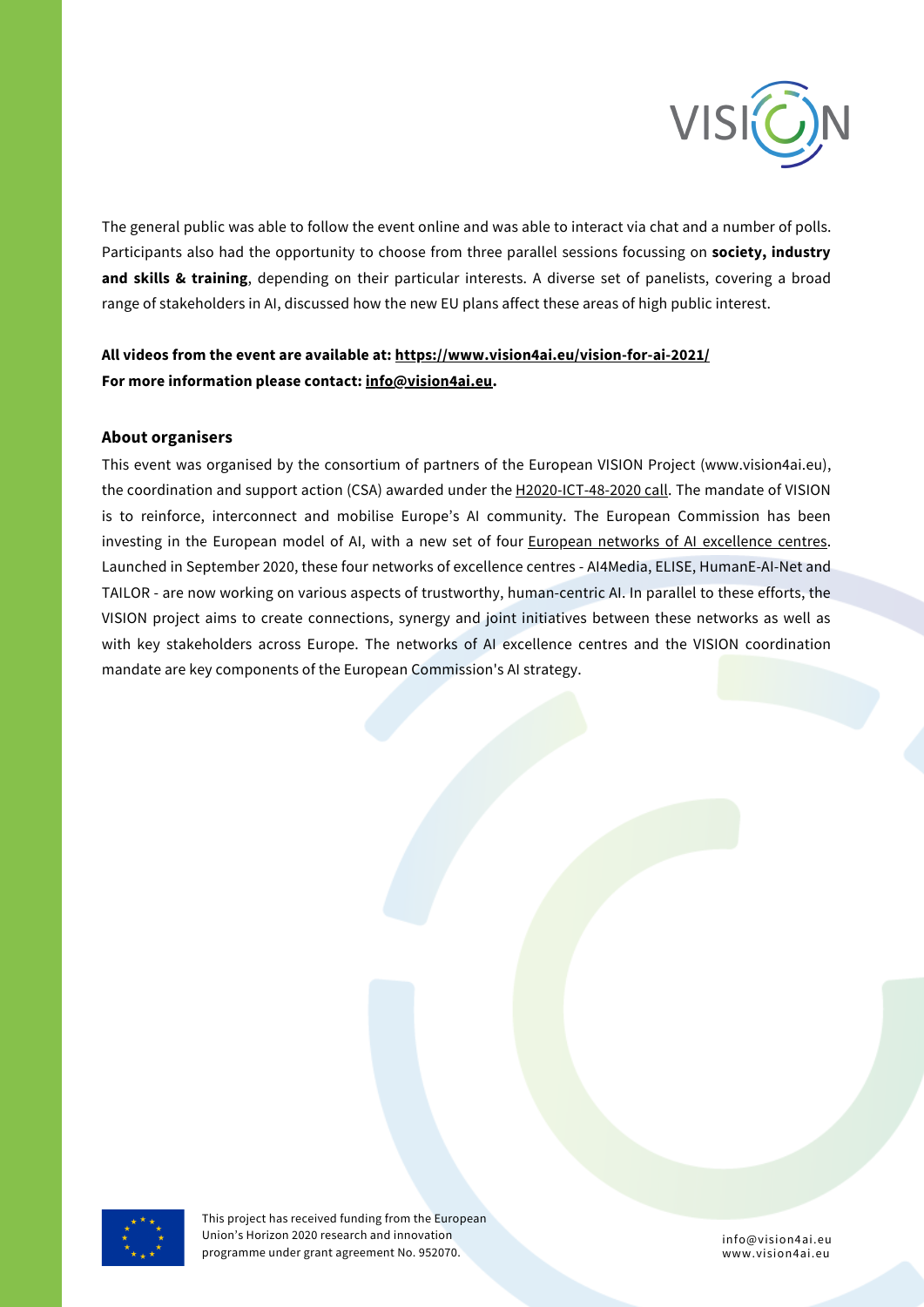The general public was able to follow the event online and was able to interact via chat and a number of polls. Participants also had the opportunity to choose from three parallel sessions focussing on **society, industry and skills & training**, depending on their particular interests. A diverse set of panelists, covering a broad range of stakeholders in AI, discussed how the new EU plans affect these areas of high public interest.

**All videos from the event are available at: https://www.vision4ai.eu/vision-for-ai-2021/**
**For more information please contact: info@vision4ai.eu.**

### About organisers

This event was organised by the consortium of partners of the European VISION Project (www.vision4ai.eu), the coordination and support action (CSA) awarded under the H2020-ICT-48-2020 call. The mandate of VISION is to reinforce, interconnect and mobilise Europe's AI community. The European Commission has been investing in the European model of AI, with a new set of four European networks of AI excellence centres. Launched in September 2020, these four networks of excellence centres - AI4Media, ELISE, HumanE-AI-Net and TAILOR - are now working on various aspects of trustworthy, human-centric AI. In parallel to these efforts, the VISION project aims to create connections, synergy and joint initiatives between these networks as well as with key stakeholders across Europe. The networks of AI excellence centres and the VISION coordination mandate are key components of the European Commission's AI strategy.

This project has received funding from the European Union's Horizon 2020 research and innovation programme under grant agreement No. 952070.